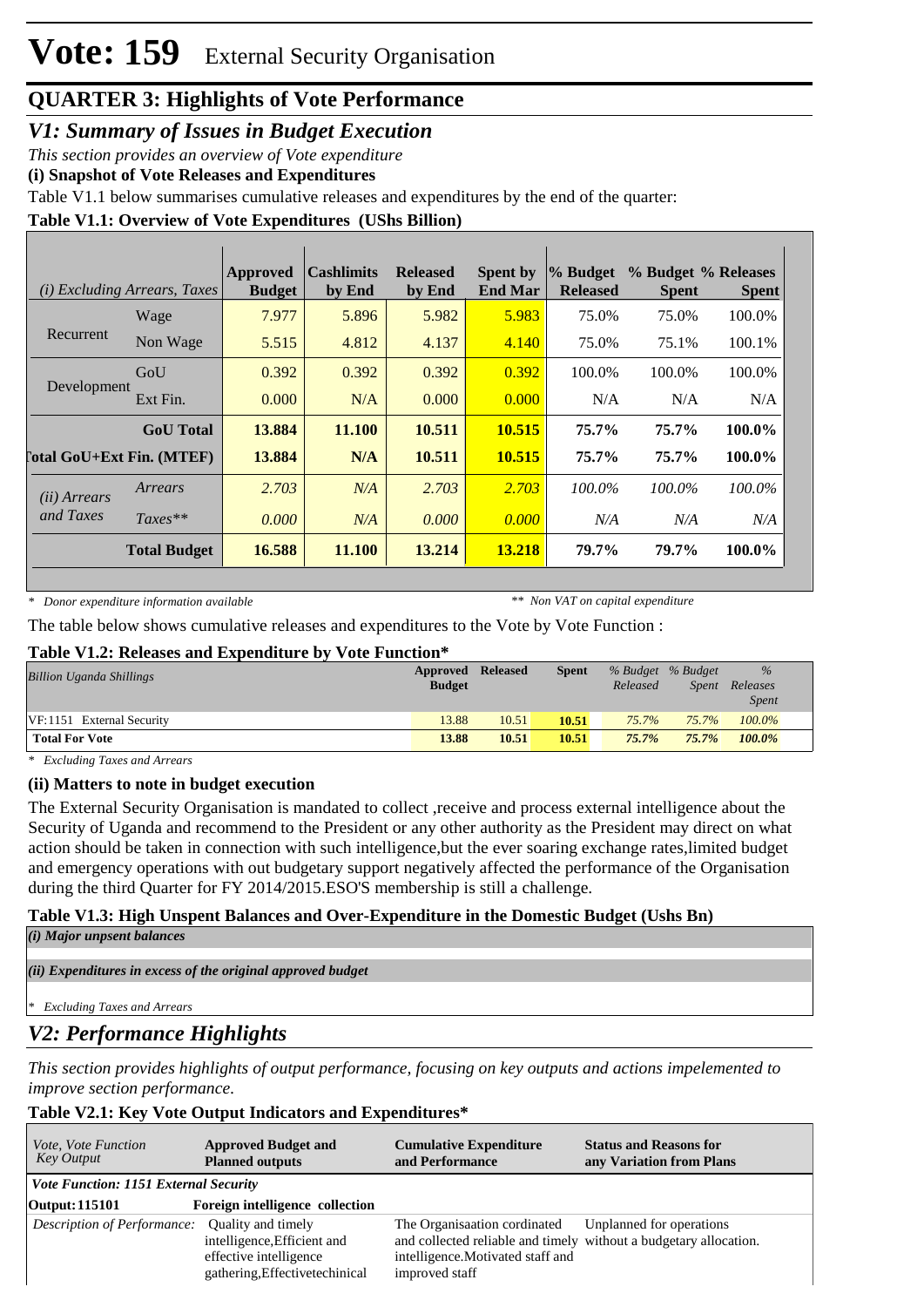# Vote: 159 External Security Organisation

## QUARTER 3: Highlights of Vote Performance

### V1: Summary of Issues in Budget Execution

*This section provides an overview of Vote expenditure*

**(i) Snapshot of Vote Releases and Expenditures**

Table V1.1 below summarises cumulative releases and expenditures by the end of the quarter:

**Table V1.1: Overview of Vote Expenditures (UShs Billion)**

| *(i) Excluding Arrears, Taxes* | | Approved Budget | Cashlimits by End | Released by End | Spent by End Mar | % Budget Released | % Budget Spent | % Releases Spent |
|---|---|---|---|---|---|---|---|---|
| Recurrent | Wage | 7.977 | 5.896 | 5.982 | 5.983 | 75.0% | 75.0% | 100.0% |
| | Non Wage | 5.515 | 4.812 | 4.137 | 4.140 | 75.0% | 75.1% | 100.1% |
| Development | GoU | 0.392 | 0.392 | 0.392 | 0.392 | 100.0% | 100.0% | 100.0% |
| | Ext Fin. | 0.000 | N/A | 0.000 | 0.000 | N/A | N/A | N/A |
| | **GoU Total** | **13.884** | **11.100** | **10.511** | **10.515** | **75.7%** | **75.7%** | **100.0%** |
| **Total GoU+Ext Fin. (MTEF)** | | **13.884** | **N/A** | **10.511** | **10.515** | **75.7%** | **75.7%** | **100.0%** |
| *(ii) Arrears and Taxes* | *Arrears* | *2.703* | *N/A* | *2.703* | *2.703* | *100.0%* | *100.0%* | *100.0%* |
| | *Taxes*** | *0.000* | *N/A* | *0.000* | *0.000* | *N/A* | *N/A* | *N/A* |
| | **Total Budget** | **16.588** | **11.100** | **13.214** | **13.218** | **79.7%** | **79.7%** | **100.0%** |

*\* Donor expenditure information available* &nbsp;&nbsp;&nbsp; *** Non VAT on capital expenditure*

The table below shows cumulative releases and expenditures to the Vote by Vote Function :

**Table V1.2: Releases and Expenditure by Vote Function***

| *Billion Uganda Shillings* | Approved Budget | Released | Spent | *% Budget Released* | *% Budget Spent* | *% Releases Spent* |
|---|---|---|---|---|---|---|
| VF:1151 External Security | 13.88 | 10.51 | **10.51** | *75.7%* | *75.7%* | *100.0%* |
| **Total For Vote** | **13.88** | **10.51** | **10.51** | ***75.7%*** | ***75.7%*** | ***100.0%*** |

*\* Excluding Taxes and Arrears*

**(ii) Matters to note in budget execution**

The External Security Organisation is mandated to collect ,receive and process external intelligence about the Security of Uganda and recommend to the President or any other authority as the President may direct on what action should be taken in connection with such intelligence,but the ever soaring exchange rates,limited budget and emergency operations with out budgetary support negatively affected the performance of the Organisation during the third Quarter for FY 2014/2015.ESO'S membership is still a challenge.

**Table V1.3: High Unspent Balances and Over-Expenditure in the Domestic Budget (Ushs Bn)**

***(i) Major unpent balances***

***(ii) Expenditures in excess of the original approved budget***

*\* Excluding Taxes and Arrears*

### V2: Performance Highlights

*This section provides highlights of output performance, focusing on key outputs and actions impelemented to improve section performance.*

**Table V2.1: Key Vote Output Indicators and Expenditures***

| *Vote, Vote Function Key Output* | Approved Budget and Planned outputs | Cumulative Expenditure and Performance | Status and Reasons for any Variation from Plans |
|---|---|---|---|
| ***Vote Function: 1151 External Security*** | | | |
| **Output: 115101** | **Foreign intelligence collection** | | |
| *Description of Performance:* | Quality and timely intelligence,Efficient and effective intelligence gathering,Effectivetechinical | The Organisaation cordinated and collected reliable and timely intelligence.Motivated staff and improved staff | Unplanned for operations without a budgetary allocation. |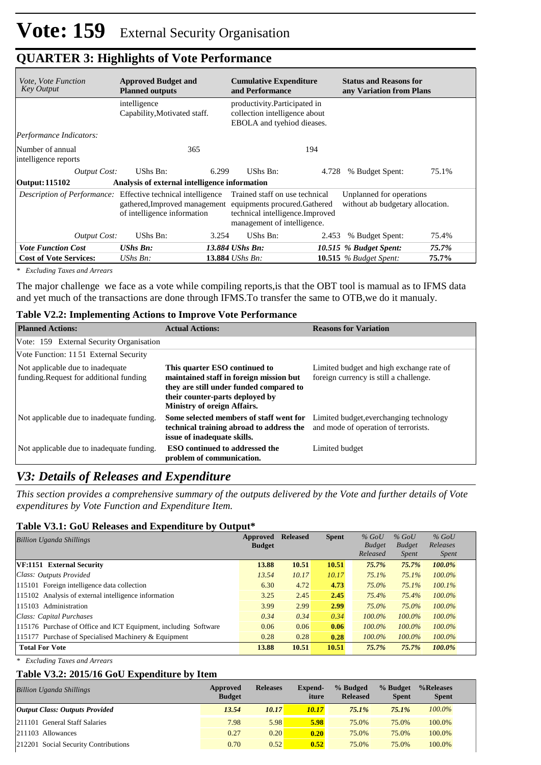# Vote: 159 External Security Organisation

## QUARTER 3: Highlights of Vote Performance

| *Vote, Vote Function Key Output* | **Approved Budget and Planned outputs** | | **Cumulative Expenditure and Performance** | | **Status and Reasons for any Variation from Plans** | |
|---|---|---|---|---|---|---|
| | intelligence Capability,Motivated staff. | | productivity.Participated in collection intelligence about EBOLA and tyehiod dieases. | | | |
| *Performance Indicators:* | | | | | | |
| Number of annual intelligence reports | | 365 | | 194 | | |
| *Output Cost:* | UShs Bn: | 6.299 | UShs Bn: | 4.728 | % Budget Spent: | 75.1% |
| **Output: 115102** | **Analysis of external intelligence information** | | | | | |
| *Description of Performance:* | Effective technical intelligence gathered,Improved management of intelligence information | | Trained staff on use technical equipments procured.Gathered technical intelligence.Improved management of intelligence. | | Unplanned for operations without ab budgetary allocation. | |
| *Output Cost:* | UShs Bn: | 3.254 | UShs Bn: | 2.453 | % Budget Spent: | 75.4% |
| ***Vote Function Cost*** | ***UShs Bn:*** | ***13.884*** | ***UShs Bn:*** | ***10.515*** | ***% Budget Spent:*** | ***75.7%*** |
| **Cost of Vote Services:** | *UShs Bn:* | **13.884** | *UShs Bn:* | **10.515** | *% Budget Spent:* | **75.7%** |

*\* Excluding Taxes and Arrears*

The major challenge we face as a vote while compiling reports,is that the OBT tool is mamual as to IFMS data and yet much of the transactions are done through IFMS.To transfer the same to OTB,we do it manualy.

**Table V2.2: Implementing Actions to Improve Vote Performance**

| **Planned Actions:** | **Actual Actions:** | **Reasons for Variation** |
|---|---|---|
| Vote: 159 External Security Organisation | | |
| Vote Function: 11 51 External Security | | |
| Not applicable due to inadequate funding.Request for additional funding | **This quarter ESO continued to maintained staff in foreign mission but they are still under funded compared to their counter-parts deployed by Ministry of oreign Affairs.** | Limited budget and high exchange rate of foreign currency is still a challenge. |
| Not applicable due to inadequate funding. | **Some selected members of staff went for technical training abroad to address the issue of inadequate skills.** | Limited budget,everchanging technology and mode of operation of terrorists. |
| Not applicable due to inadequate funding. | **ESO continued to addressed the problem of communication.** | Limited budget |

## *V3: Details of Releases and Expenditure*

*This section provides a comprehensive summary of the outputs delivered by the Vote and further details of Vote expenditures by Vote Function and Expenditure Item.*

**Table V3.1: GoU Releases and Expenditure by Output\***

| *Billion Uganda Shillings* | **Approved Budget** | **Released** | **Spent** | *% GoU Budget Released* | *% GoU Budget Spent* | *% GoU Releases Spent* |
|---|---|---|---|---|---|---|
| **VF:1151 External Security** | **13.88** | **10.51** | **10.51** | ***75.7%*** | ***75.7%*** | ***100.0%*** |
| *Class: Outputs Provided* | *13.54* | *10.17* | *10.17* | *75.1%* | *75.1%* | *100.0%* |
| 115101 Foreign intelligence data collection | 6.30 | 4.72 | **4.73** | *75.0%* | *75.1%* | *100.1%* |
| 115102 Analysis of external intelligence information | 3.25 | 2.45 | **2.45** | *75.4%* | *75.4%* | *100.0%* |
| 115103 Administration | 3.99 | 2.99 | **2.99** | *75.0%* | *75.0%* | *100.0%* |
| *Class: Capital Purchases* | *0.34* | *0.34* | *0.34* | *100.0%* | *100.0%* | *100.0%* |
| 115176 Purchase of Office and ICT Equipment, including Software | 0.06 | 0.06 | **0.06** | *100.0%* | *100.0%* | *100.0%* |
| 115177 Purchase of Specialised Machinery & Equipment | 0.28 | 0.28 | **0.28** | *100.0%* | *100.0%* | *100.0%* |
| **Total For Vote** | **13.88** | **10.51** | **10.51** | ***75.7%*** | ***75.7%*** | ***100.0%*** |

*\* Excluding Taxes and Arrears*

**Table V3.2: 2015/16 GoU Expenditure by Item**

| *Billion Uganda Shillings* | **Approved Budget** | **Releases** | **Expend-iture** | **% Budged Released** | **% Budget Spent** | **%Releases Spent** |
|---|---|---|---|---|---|---|
| ***Output Class: Outputs Provided*** | ***13.54*** | ***10.17*** | ***10.17*** | ***75.1%*** | ***75.1%*** | *100.0%* |
| 211101 General Staff Salaries | 7.98 | 5.98 | **5.98** | 75.0% | 75.0% | 100.0% |
| 211103 Allowances | 0.27 | 0.20 | **0.20** | 75.0% | 75.0% | 100.0% |
| 212201 Social Security Contributions | 0.70 | 0.52 | **0.52** | 75.0% | 75.0% | 100.0% |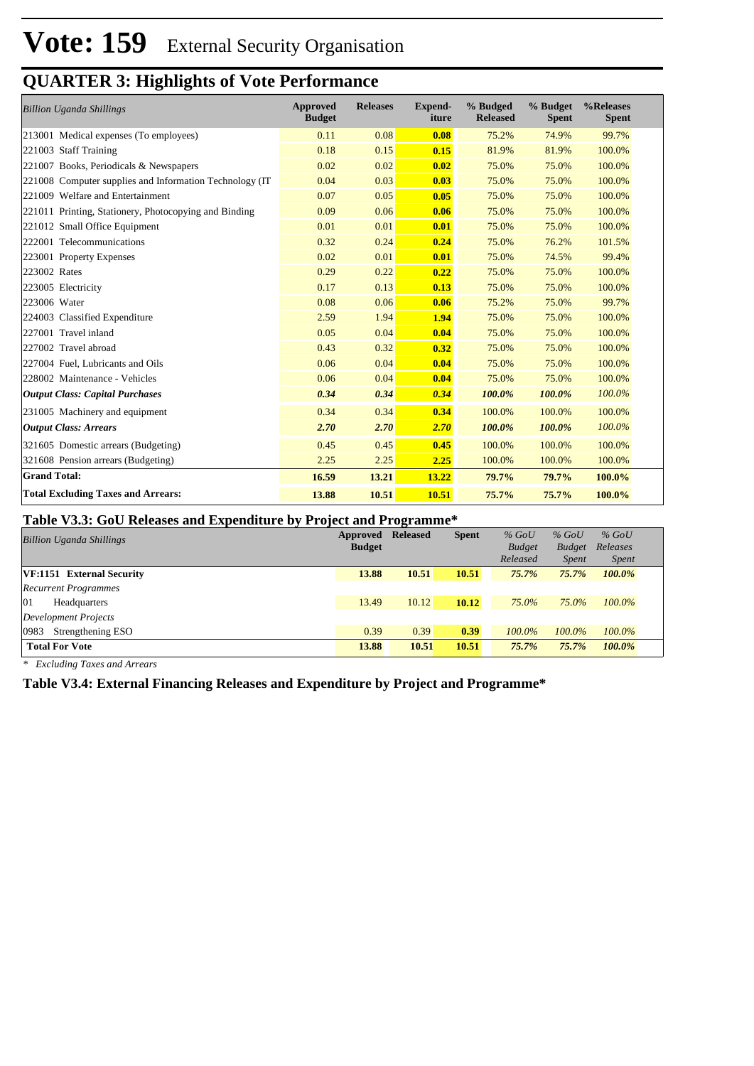# Vote: 159 External Security Organisation

## QUARTER 3: Highlights of Vote Performance

| *Billion Uganda Shillings* | Approved Budget | Releases | Expend-iture | % Budged Released | % Budget Spent | %Releases Spent |
|---|---|---|---|---|---|---|
| 213001 Medical expenses (To employees) | 0.11 | 0.08 | **0.08** | 75.2% | 74.9% | 99.7% |
| 221003 Staff Training | 0.18 | 0.15 | **0.15** | 81.9% | 81.9% | 100.0% |
| 221007 Books, Periodicals & Newspapers | 0.02 | 0.02 | **0.02** | 75.0% | 75.0% | 100.0% |
| 221008 Computer supplies and Information Technology (IT | 0.04 | 0.03 | **0.03** | 75.0% | 75.0% | 100.0% |
| 221009 Welfare and Entertainment | 0.07 | 0.05 | **0.05** | 75.0% | 75.0% | 100.0% |
| 221011 Printing, Stationery, Photocopying and Binding | 0.09 | 0.06 | **0.06** | 75.0% | 75.0% | 100.0% |
| 221012 Small Office Equipment | 0.01 | 0.01 | **0.01** | 75.0% | 75.0% | 100.0% |
| 222001 Telecommunications | 0.32 | 0.24 | **0.24** | 75.0% | 76.2% | 101.5% |
| 223001 Property Expenses | 0.02 | 0.01 | **0.01** | 75.0% | 74.5% | 99.4% |
| 223002 Rates | 0.29 | 0.22 | **0.22** | 75.0% | 75.0% | 100.0% |
| 223005 Electricity | 0.17 | 0.13 | **0.13** | 75.0% | 75.0% | 100.0% |
| 223006 Water | 0.08 | 0.06 | **0.06** | 75.2% | 75.0% | 99.7% |
| 224003 Classified Expenditure | 2.59 | 1.94 | **1.94** | 75.0% | 75.0% | 100.0% |
| 227001 Travel inland | 0.05 | 0.04 | **0.04** | 75.0% | 75.0% | 100.0% |
| 227002 Travel abroad | 0.43 | 0.32 | **0.32** | 75.0% | 75.0% | 100.0% |
| 227004 Fuel, Lubricants and Oils | 0.06 | 0.04 | **0.04** | 75.0% | 75.0% | 100.0% |
| 228002 Maintenance - Vehicles | 0.06 | 0.04 | **0.04** | 75.0% | 75.0% | 100.0% |
| ***Output Class: Capital Purchases*** | ***0.34*** | ***0.34*** | ***0.34*** | ***100.0%*** | ***100.0%*** | *100.0%* |
| 231005 Machinery and equipment | 0.34 | 0.34 | **0.34** | 100.0% | 100.0% | 100.0% |
| ***Output Class: Arrears*** | ***2.70*** | ***2.70*** | ***2.70*** | ***100.0%*** | ***100.0%*** | *100.0%* |
| 321605 Domestic arrears (Budgeting) | 0.45 | 0.45 | **0.45** | 100.0% | 100.0% | 100.0% |
| 321608 Pension arrears (Budgeting) | 2.25 | 2.25 | **2.25** | 100.0% | 100.0% | 100.0% |
| **Grand Total:** | **16.59** | **13.21** | **13.22** | **79.7%** | **79.7%** | **100.0%** |
| **Total Excluding Taxes and Arrears:** | **13.88** | **10.51** | **10.51** | **75.7%** | **75.7%** | **100.0%** |

### Table V3.3: GoU Releases and Expenditure by Project and Programme*

| *Billion Uganda Shillings* | Approved Budget | Released | Spent | *% GoU Budget Released* | *% GoU Budget Spent* | *% GoU Releases Spent* |
|---|---|---|---|---|---|---|
| **VF:1151 External Security** | **13.88** | **10.51** | **10.51** | ***75.7%*** | ***75.7%*** | ***100.0%*** |
| *Recurrent Programmes* | | | | | | |
| 01 Headquarters | 13.49 | 10.12 | **10.12** | *75.0%* | *75.0%* | *100.0%* |
| *Development Projects* | | | | | | |
| 0983 Strengthening ESO | 0.39 | 0.39 | **0.39** | *100.0%* | *100.0%* | *100.0%* |
| **Total For Vote** | **13.88** | **10.51** | **10.51** | ***75.7%*** | ***75.7%*** | ***100.0%*** |

*\* Excluding Taxes and Arrears*

### Table V3.4: External Financing Releases and Expenditure by Project and Programme*